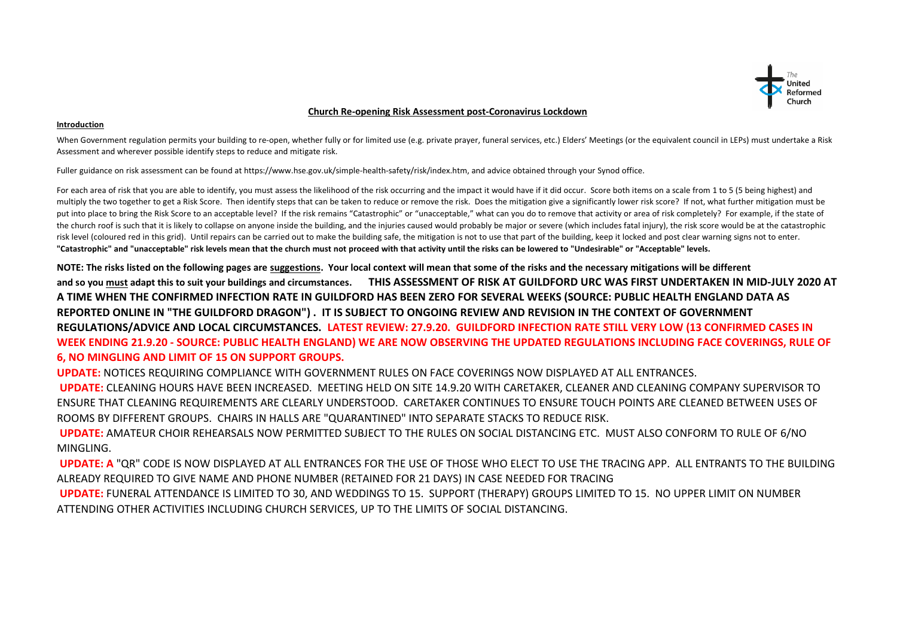## Church Re-opening Risk Assessment post-Coronavirus Lockdown

**Introduction**

When Government regulation permits your building to re-open, whether fully or for limited use (e.g. private prayer, funeral services, etc.) Elders' Meetings (or the equivalent council in LEPs) must undertake a Risk Assessment and wherever possible identify steps to reduce and mitigate risk.

Fuller guidance on risk assessment can be found at https://www.hse.gov.uk/simple-health-safety/risk/index.htm, and advice obtained through your Synod office.

For each area of risk that you are able to identify, you must assess the likelihood of the risk occurring and the impact it would have if it did occur. Score both items on a scale from 1 to 5 (5 being highest) and multiply the two together to get a Risk Score. Then identify steps that can be taken to reduce or remove the risk. Does the mitigation give a significantly lower risk score? If not, what further mitigation must be put into place to bring the Risk Score to an acceptable level? If the risk remains "Catastrophic" or "unacceptable," what can you do to remove that activity or area of risk completely? For example, if the state of the church roof is such that it is likely to collapse on anyone inside the building, and the injuries caused would probably be major or severe (which includes fatal injury), the risk score would be at the catastrophic risk level (coloured red in this grid). Until repairs can be carried out to make the building safe, the mitigation is not to use that part of the building, keep it locked and post clear warning signs not to enter. **"Catastrophic" and "unacceptable" risk levels mean that the church must not proceed with that activity until the risks can be lowered to "Undesirable" or "Acceptable" levels.**

**NOTE: The risks listed on the following pages are suggestions. Your local context will mean that some of the risks and the necessary mitigations will be different and so you must adapt this to suit your buildings and circumstances. THIS ASSESSMENT OF RISK AT GUILDFORD URC WAS FIRST UNDERTAKEN IN MID-JULY 2020 AT A TIME WHEN THE CONFIRMED INFECTION RATE IN GUILDFORD HAS BEEN ZERO FOR SEVERAL WEEKS (SOURCE: PUBLIC HEALTH ENGLAND DATA AS REPORTED ONLINE IN "THE GUILDFORD DRAGON") . IT IS SUBJECT TO ONGOING REVIEW AND REVISION IN THE CONTEXT OF GOVERNMENT REGULATIONS/ADVICE AND LOCAL CIRCUMSTANCES. LATEST REVIEW: 27.9.20. GUILDFORD INFECTION RATE STILL VERY LOW (13 CONFIRMED CASES IN WEEK ENDING 21.9.20 - SOURCE: PUBLIC HEALTH ENGLAND) WE ARE NOW OBSERVING THE UPDATED REGULATIONS INCLUDING FACE COVERINGS, RULE OF 6, NO MINGLING AND LIMIT OF 15 ON SUPPORT GROUPS.**

**UPDATE:** NOTICES REQUIRING COMPLIANCE WITH GOVERNMENT RULES ON FACE COVERINGS NOW DISPLAYED AT ALL ENTRANCES.

**UPDATE:** CLEANING HOURS HAVE BEEN INCREASED. MEETING HELD ON SITE 14.9.20 WITH CARETAKER, CLEANER AND CLEANING COMPANY SUPERVISOR TO ENSURE THAT CLEANING REQUIREMENTS ARE CLEARLY UNDERSTOOD. CARETAKER CONTINUES TO ENSURE TOUCH POINTS ARE CLEANED BETWEEN USES OF ROOMS BY DIFFERENT GROUPS. CHAIRS IN HALLS ARE "QUARANTINED" INTO SEPARATE STACKS TO REDUCE RISK.

**UPDATE:** AMATEUR CHOIR REHEARSALS NOW PERMITTED SUBJECT TO THE RULES ON SOCIAL DISTANCING ETC. MUST ALSO CONFORM TO RULE OF 6/NO MINGLING.

**UPDATE: A** "QR" CODE IS NOW DISPLAYED AT ALL ENTRANCES FOR THE USE OF THOSE WHO ELECT TO USE THE TRACING APP. ALL ENTRANTS TO THE BUILDING ALREADY REQUIRED TO GIVE NAME AND PHONE NUMBER (RETAINED FOR 21 DAYS) IN CASE NEEDED FOR TRACING

**UPDATE:** FUNERAL ATTENDANCE IS LIMITED TO 30, AND WEDDINGS TO 15. SUPPORT (THERAPY) GROUPS LIMITED TO 15. NO UPPER LIMIT ON NUMBER ATTENDING OTHER ACTIVITIES INCLUDING CHURCH SERVICES, UP TO THE LIMITS OF SOCIAL DISTANCING.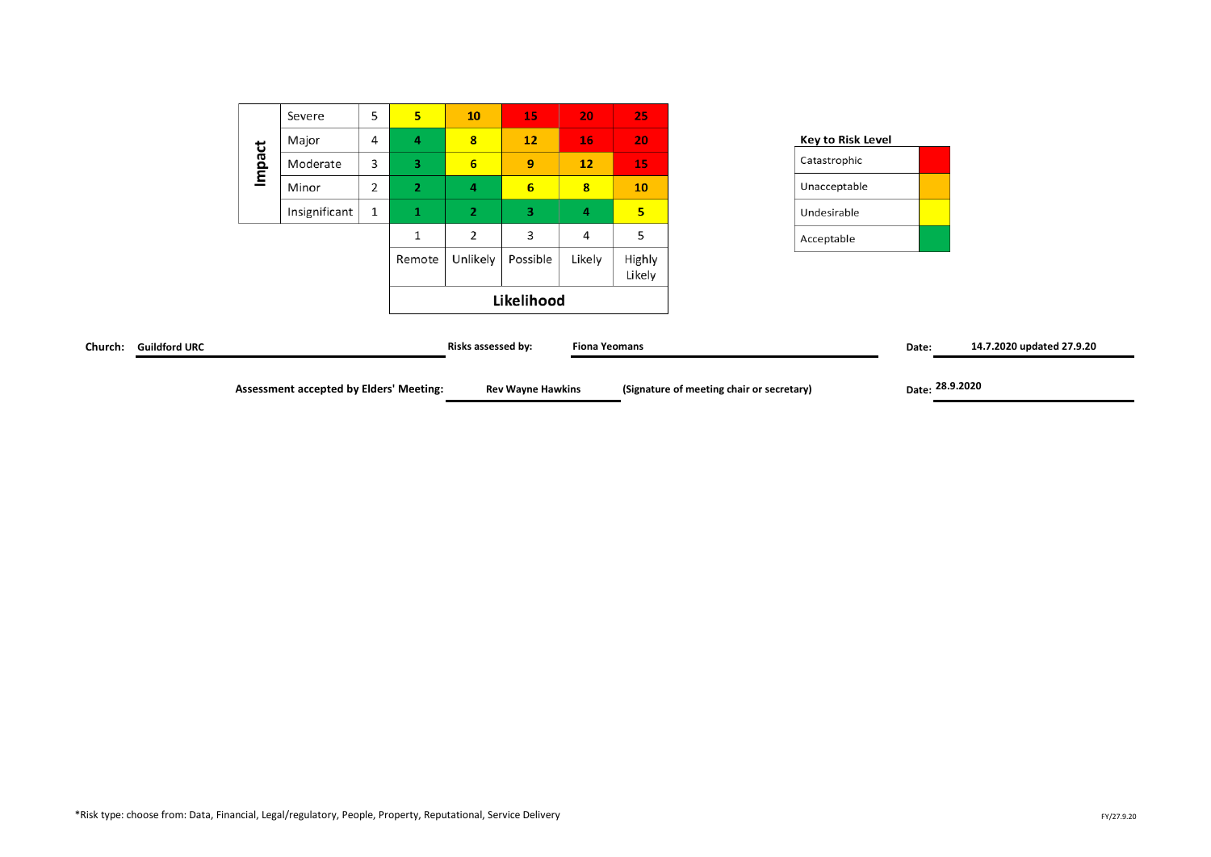| Impact | | | | | | | |
|---|---|---|---|---|---|---|---|
| | Severe | 5 | 5 | 10 | 15 | 20 | 25 |
| | Major | 4 | 4 | 8 | 12 | 16 | 20 |
| | Moderate | 3 | 3 | 6 | 9 | 12 | 15 |
| | Minor | 2 | 2 | 4 | 6 | 8 | 10 |
| | Insignificant | 1 | 1 | 2 | 3 | 4 | 5 |
| | | | 1 | 2 | 3 | 4 | 5 |
| | | | Remote | Unlikely | Possible | Likely | Highly Likely |
| | | | **Likelihood** | | | | |

**Key to Risk Level**

| Risk Level | Colour |
|---|---|
| Catastrophic | Red |
| Unacceptable | Orange |
| Undesirable | Yellow |
| Acceptable | Green |

**Church:** **Guildford URC** **Risks assessed by:** **Fiona Yeomans** **Date:** **14.7.2020 updated 27.9.20**

**Assessment accepted by Elders' Meeting:** **Rev Wayne Hawkins** **(Signature of meeting chair or secretary)** **Date:** **28.9.2020**

*Risk type: choose from: Data, Financial, Legal/regulatory, People, Property, Reputational, Service Delivery

FY/27.9.20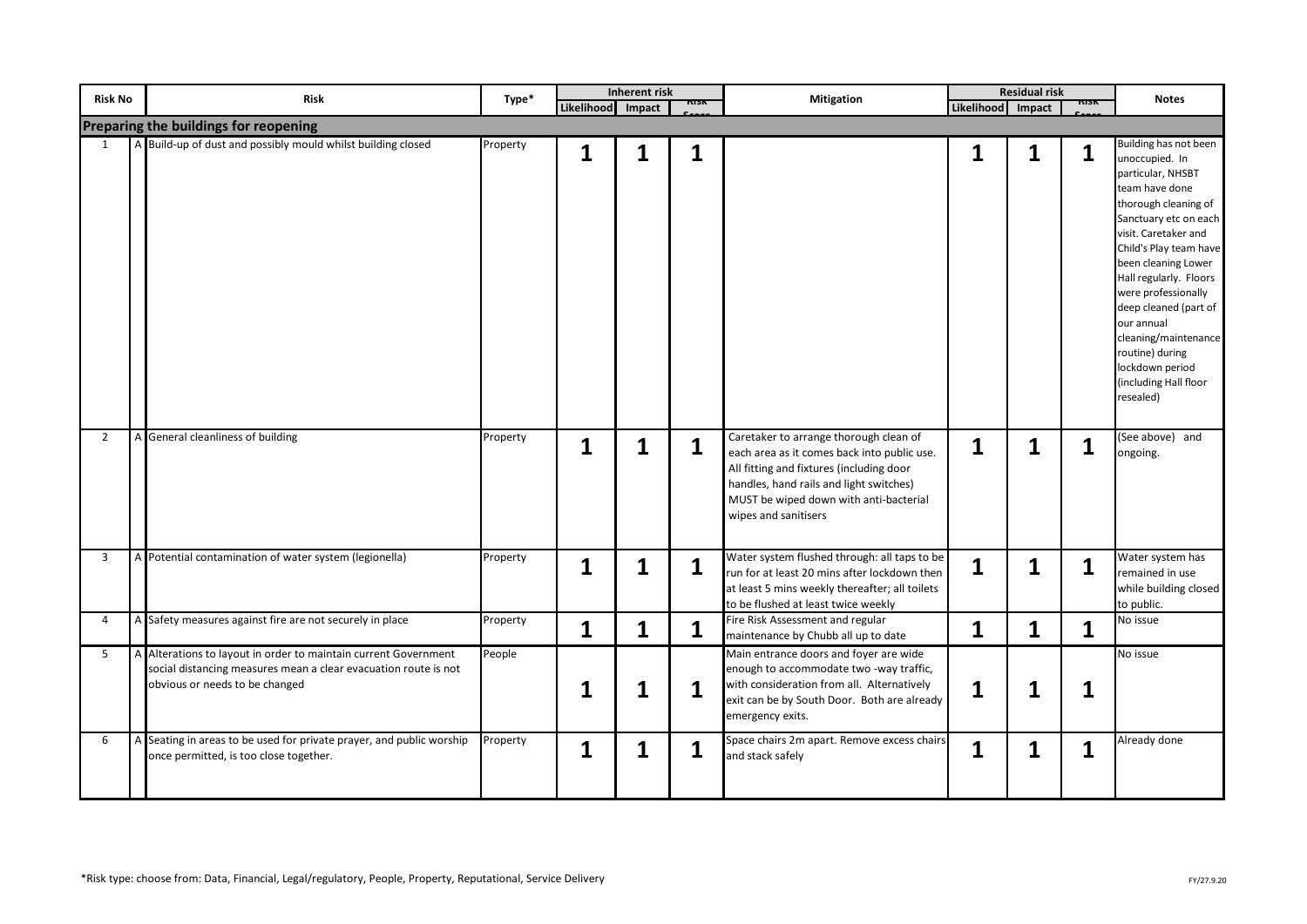| Risk No | | Risk | Type* | Inherent risk | | | Mitigation | Residual risk | | | Notes |
|---|---|---|---|---|---|---|---|---|---|---|---|
| | | | | Likelihood | Impact | Risk Score | | Likelihood | Impact | Risk Score | |
| **Preparing the buildings for reopening** | | | | | | | | | | | |
| 1 | A | Build-up of dust and possibly mould whilst building closed | Property | **1** | **1** | **1** | | **1** | **1** | **1** | Building has not been unoccupied. In particular, NHSBT team have done thorough cleaning of Sanctuary etc on each visit. Caretaker and Child's Play team have been cleaning Lower Hall regularly. Floors were professionally deep cleaned (part of our annual cleaning/maintenance routine) during lockdown period (including Hall floor resealed) |
| 2 | A | General cleanliness of building | Property | **1** | **1** | **1** | Caretaker to arrange thorough clean of each area as it comes back into public use. All fitting and fixtures (including door handles, hand rails and light switches) MUST be wiped down with anti-bacterial wipes and sanitisers | **1** | **1** | **1** | (See above) and ongoing. |
| 3 | A | Potential contamination of water system (legionella) | Property | **1** | **1** | **1** | Water system flushed through: all taps to be run for at least 20 mins after lockdown then at least 5 mins weekly thereafter; all toilets to be flushed at least twice weekly | **1** | **1** | **1** | Water system has remained in use while building closed to public. |
| 4 | A | Safety measures against fire are not securely in place | Property | **1** | **1** | **1** | Fire Risk Assessment and regular maintenance by Chubb all up to date | **1** | **1** | **1** | No issue |
| 5 | A | Alterations to layout in order to maintain current Government social distancing measures mean a clear evacuation route is not obvious or needs to be changed | People | **1** | **1** | **1** | Main entrance doors and foyer are wide enough to accommodate two -way traffic, with consideration from all. Alternatively exit can be by South Door. Both are already emergency exits. | **1** | **1** | **1** | No issue |
| 6 | A | Seating in areas to be used for private prayer, and public worship once permitted, is too close together. | Property | **1** | **1** | **1** | Space chairs 2m apart. Remove excess chairs and stack safely | **1** | **1** | **1** | Already done |

*Risk type: choose from: Data, Financial, Legal/regulatory, People, Property, Reputational, Service Delivery

FY/27.9.20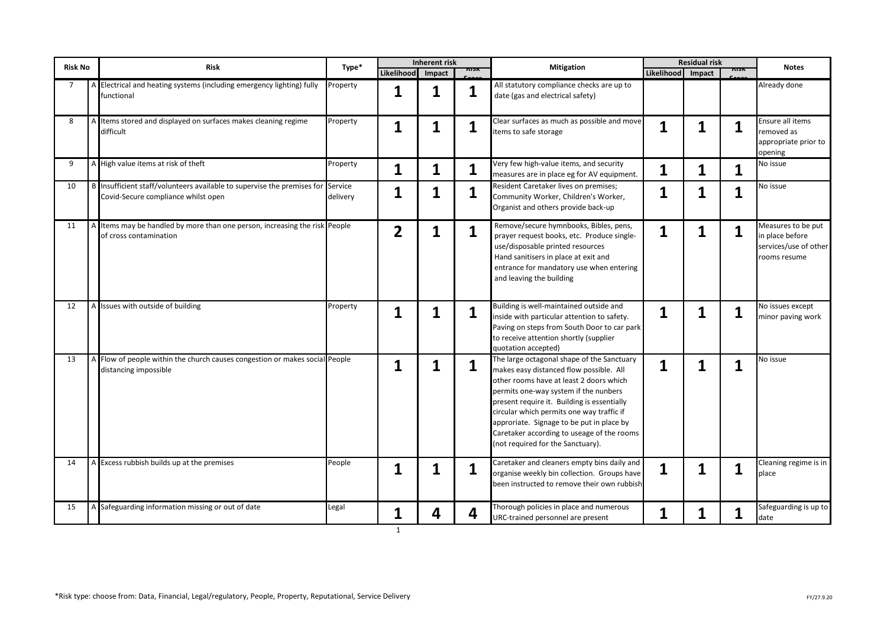| Risk No | | Risk | Type* | Inherent risk | | | Mitigation | Residual risk | | | Notes |
|---|---|---|---|---|---|---|---|---|---|---|---|
| | | | | Likelihood | Impact | Risk Score | | Likelihood | Impact | Risk Score | |
| 7 | A | Electrical and heating systems (including emergency lighting) fully functional | Property | 1 | 1 | 1 | All statutory compliance checks are up to date (gas and electrical safety) | | | | Already done |
| 8 | A | Items stored and displayed on surfaces makes cleaning regime difficult | Property | 1 | 1 | 1 | Clear surfaces as much as possible and move items to safe storage | 1 | 1 | 1 | Ensure all items removed as appropriate prior to opening |
| 9 | A | High value items at risk of theft | Property | 1 | 1 | 1 | Very few high-value items, and security measures are in place eg for AV equipment. | 1 | 1 | 1 | No issue |
| 10 | B | Insufficient staff/volunteers available to supervise the premises for Covid-Secure compliance whilst open | Service delivery | 1 | 1 | 1 | Resident Caretaker lives on premises; Community Worker, Children's Worker, Organist and others provide back-up | 1 | 1 | 1 | No issue |
| 11 | A | Items may be handled by more than one person, increasing the risk of cross contamination | People | 2 | 1 | 1 | Remove/secure hymnbooks, Bibles, pens, prayer request books, etc. Produce single-use/disposable printed resources<br>Hand sanitisers in place at exit and entrance for mandatory use when entering and leaving the building | 1 | 1 | 1 | Measures to be put in place before services/use of other rooms resume |
| 12 | A | Issues with outside of building | Property | 1 | 1 | 1 | Building is well-maintained outside and inside with particular attention to safety. Paving on steps from South Door to car park to receive attention shortly (supplier quotation accepted) | 1 | 1 | 1 | No issues except minor paving work |
| 13 | A | Flow of people within the church causes congestion or makes social distancing impossible | People | 1 | 1 | 1 | The large octagonal shape of the Sanctuary makes easy distanced flow possible. All other rooms have at least 2 doors which permits one-way system if the nunbers present require it. Building is essentially circular which permits one way traffic if approriate. Signage to be put in place by Caretaker according to useage of the rooms (not required for the Sanctuary). | 1 | 1 | 1 | No issue |
| 14 | A | Excess rubbish builds up at the premises | People | 1 | 1 | 1 | Caretaker and cleaners empty bins daily and organise weekly bin collection. Groups have been instructed to remove their own rubbish | 1 | 1 | 1 | Cleaning regime is in place |
| 15 | A | Safeguarding information missing or out of date | Legal | 1 | 4 | 4 | Thorough policies in place and numerous URC-trained personnel are present | 1 | 1 | 1 | Safeguarding is up to date |

*Risk type: choose from: Data, Financial, Legal/regulatory, People, Property, Reputational, Service Delivery

FY/27.9.20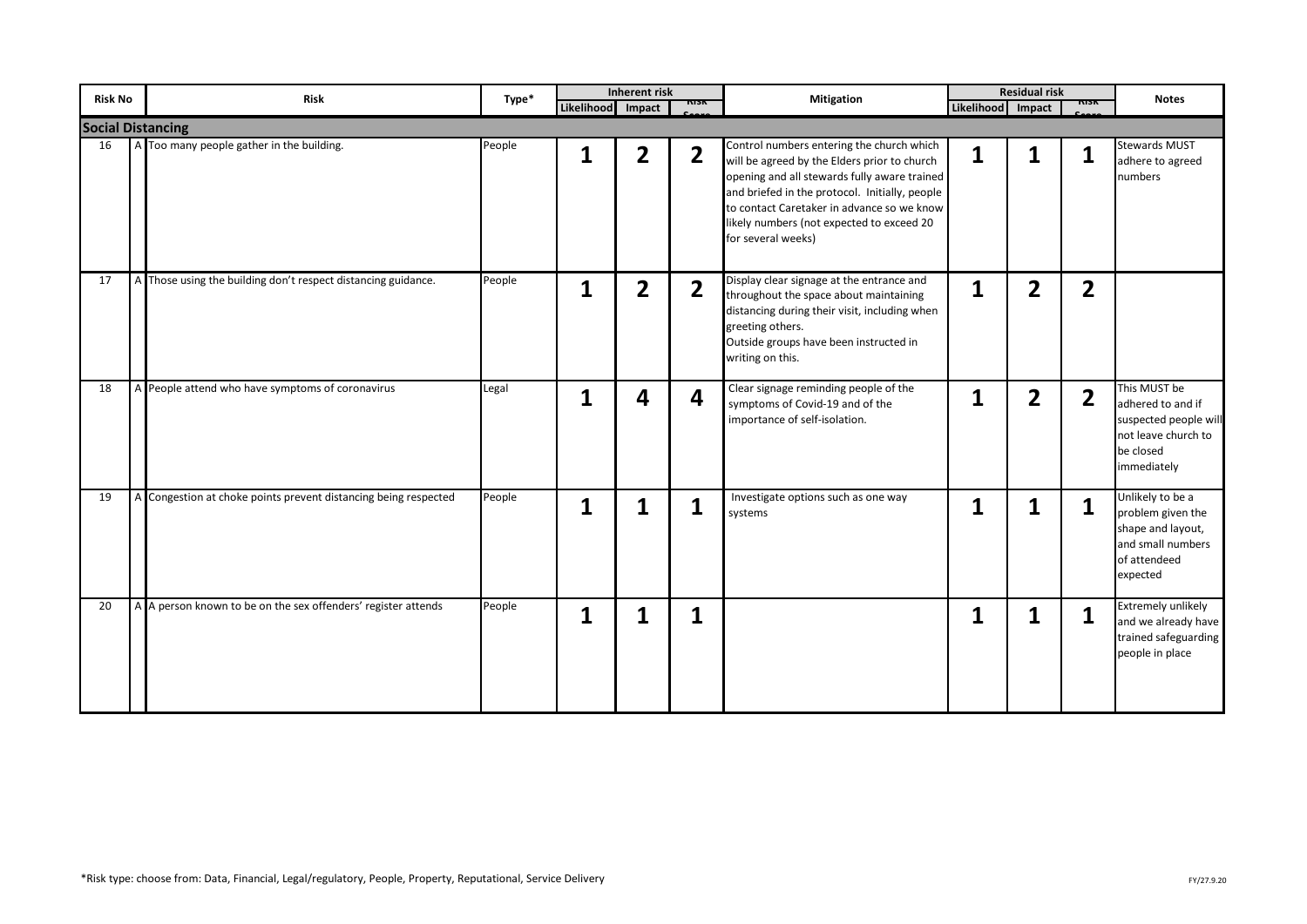| Risk No | | Risk | Type* | Inherent risk | | | Mitigation | Residual risk | | | Notes |
|---|---|---|---|---|---|---|---|---|---|---|---|
| | | | | Likelihood | Impact | Risk Score | | Likelihood | Impact | Risk Score | |
| **Social Distancing** | | | | | | | | | | | |
| 16 | A | Too many people gather in the building. | People | 1 | 2 | 2 | Control numbers entering the church which will be agreed by the Elders prior to church opening and all stewards fully aware trained and briefed in the protocol. Initially, people to contact Caretaker in advance so we know likely numbers (not expected to exceed 20 for several weeks) | 1 | 1 | 1 | Stewards MUST adhere to agreed numbers |
| 17 | A | Those using the building don't respect distancing guidance. | People | 1 | 2 | 2 | Display clear signage at the entrance and throughout the space about maintaining distancing during their visit, including when greeting others. Outside groups have been instructed in writing on this. | 1 | 2 | 2 | |
| 18 | A | People attend who have symptoms of coronavirus | Legal | 1 | 4 | 4 | Clear signage reminding people of the symptoms of Covid-19 and of the importance of self-isolation. | 1 | 2 | 2 | This MUST be adhered to and if suspected people will not leave church to be closed immediately |
| 19 | A | Congestion at choke points prevent distancing being respected | People | 1 | 1 | 1 | Investigate options such as one way systems | 1 | 1 | 1 | Unlikely to be a problem given the shape and layout, and small numbers of attendeed expected |
| 20 | A | A person known to be on the sex offenders' register attends | People | 1 | 1 | 1 | | 1 | 1 | 1 | Extremely unlikely and we already have trained safeguarding people in place |

*Risk type: choose from: Data, Financial, Legal/regulatory, People, Property, Reputational, Service Delivery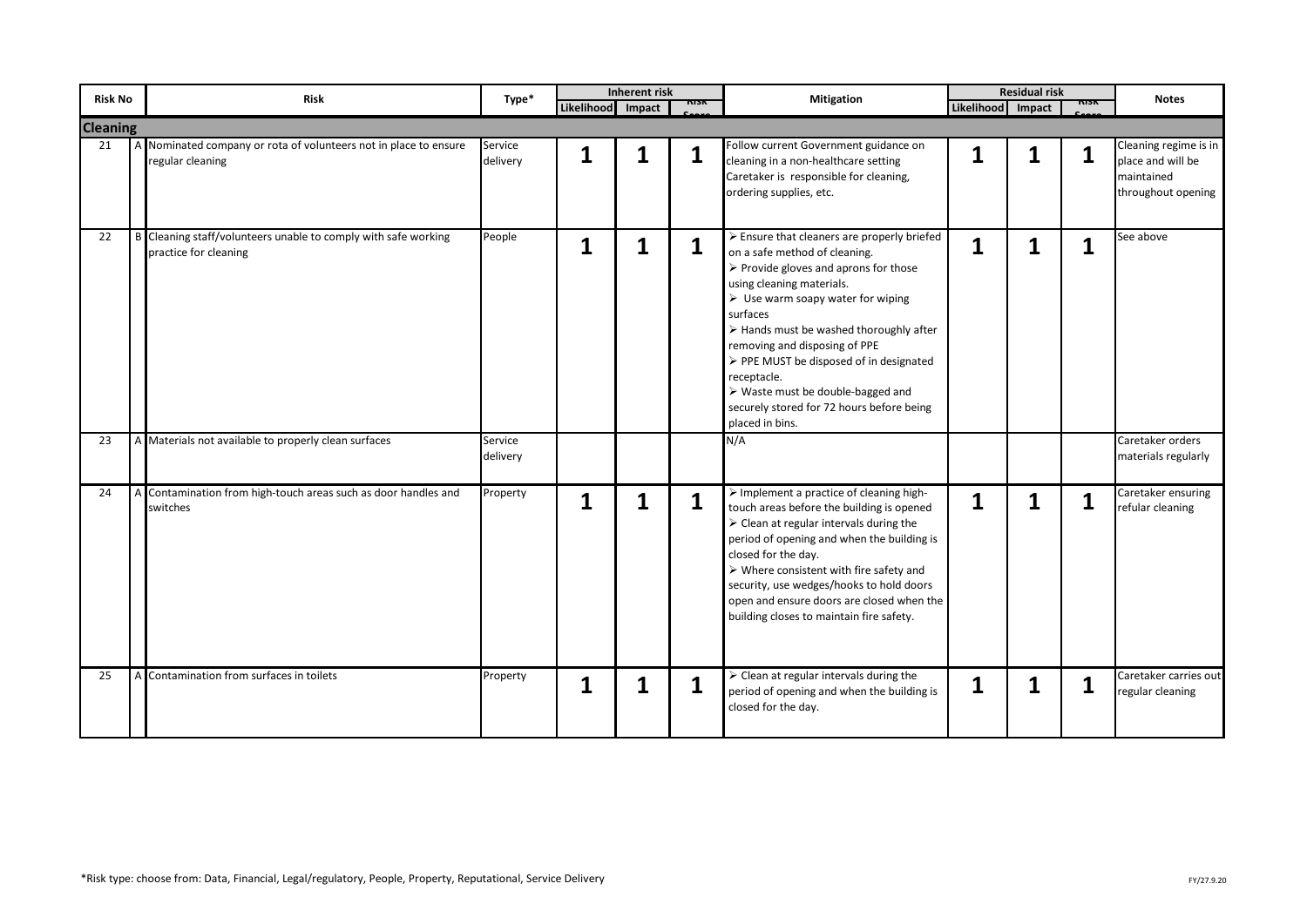| Risk No | | Risk | Type* | Inherent risk | | | Mitigation | Residual risk | | | Notes |
|---|---|---|---|---|---|---|---|---|---|---|---|
| | | | | Likelihood | Impact | Risk Score | | Likelihood | Impact | Risk Score | |
| **Cleaning** | | | | | | | | | | | |
| 21 | A | Nominated company or rota of volunteers not in place to ensure regular cleaning | Service delivery | 1 | 1 | 1 | Follow current Government guidance on cleaning in a non-healthcare setting<br>Caretaker is responsible for cleaning, ordering supplies, etc. | 1 | 1 | 1 | Cleaning regime is in place and will be maintained throughout opening |
| 22 | B | Cleaning staff/volunteers unable to comply with safe working practice for cleaning | People | 1 | 1 | 1 | ➢ Ensure that cleaners are properly briefed on a safe method of cleaning.<br>➢ Provide gloves and aprons for those using cleaning materials.<br>➢ Use warm soapy water for wiping surfaces<br>➢ Hands must be washed thoroughly after removing and disposing of PPE<br>➢ PPE MUST be disposed of in designated receptacle.<br>➢ Waste must be double-bagged and securely stored for 72 hours before being placed in bins. | 1 | 1 | 1 | See above |
| 23 | A | Materials not available to properly clean surfaces | Service delivery | | | | N/A | | | | Caretaker orders materials regularly |
| 24 | A | Contamination from high-touch areas such as door handles and switches | Property | 1 | 1 | 1 | ➢ Implement a practice of cleaning high-touch areas before the building is opened<br>➢ Clean at regular intervals during the period of opening and when the building is closed for the day.<br>➢ Where consistent with fire safety and security, use wedges/hooks to hold doors open and ensure doors are closed when the building closes to maintain fire safety. | 1 | 1 | 1 | Caretaker ensuring refular cleaning |
| 25 | A | Contamination from surfaces in toilets | Property | 1 | 1 | 1 | ➢ Clean at regular intervals during the period of opening and when the building is closed for the day. | 1 | 1 | 1 | Caretaker carries out regular cleaning |

*Risk type: choose from: Data, Financial, Legal/regulatory, People, Property, Reputational, Service Delivery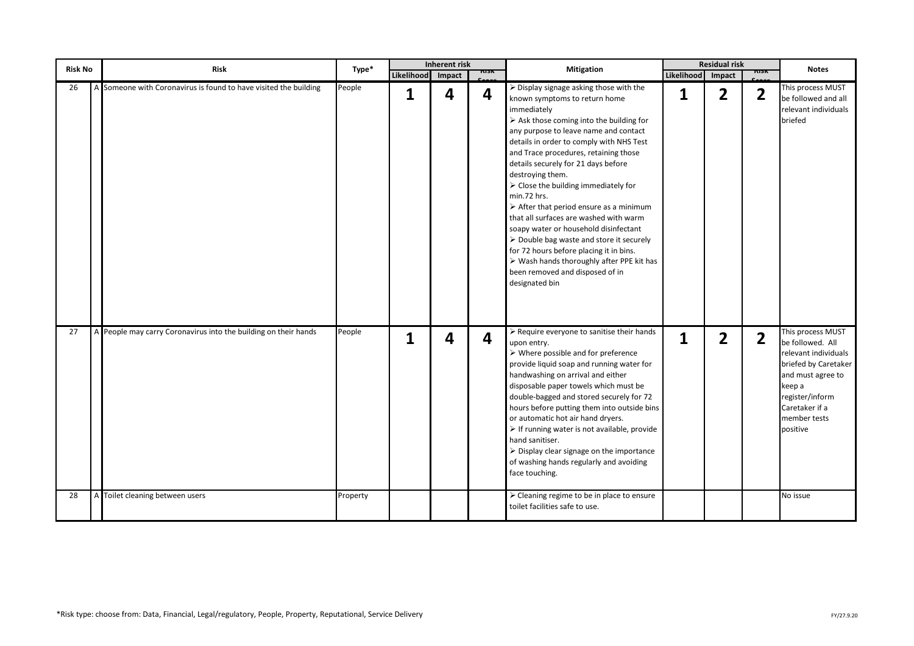| Risk No | | Risk | Type* | Inherent risk | | | Mitigation | Residual risk | | | Notes |
|---|---|---|---|---|---|---|---|---|---|---|---|
| | | | | Likelihood | Impact | Risk Score | | Likelihood | Impact | Risk Score | |
| 26 | A | Someone with Coronavirus is found to have visited the building | People | 1 | 4 | 4 | ➢ Display signage asking those with the known symptoms to return home immediately<br>➢ Ask those coming into the building for any purpose to leave name and contact details in order to comply with NHS Test and Trace procedures, retaining those details securely for 21 days before destroying them.<br>➢ Close the building immediately for min.72 hrs.<br>➢ After that period ensure as a minimum that all surfaces are washed with warm soapy water or household disinfectant<br>➢ Double bag waste and store it securely for 72 hours before placing it in bins.<br>➢ Wash hands thoroughly after PPE kit has been removed and disposed of in designated bin | 1 | 2 | 2 | This process MUST be followed and all relevant individuals briefed |
| 27 | A | People may carry Coronavirus into the building on their hands | People | 1 | 4 | 4 | ➢ Require everyone to sanitise their hands upon entry.<br>➢ Where possible and for preference provide liquid soap and running water for handwashing on arrival and either disposable paper towels which must be double-bagged and stored securely for 72 hours before putting them into outside bins or automatic hot air hand dryers.<br>➢ If running water is not available, provide hand sanitiser.<br>➢ Display clear signage on the importance of washing hands regularly and avoiding face touching. | 1 | 2 | 2 | This process MUST be followed. All relevant individuals briefed by Caretaker and must agree to keep a register/inform Caretaker if a member tests positive |
| 28 | A | Toilet cleaning between users | Property | | | | ➢ Cleaning regime to be in place to ensure toilet facilities safe to use. | | | | No issue |

*Risk type: choose from: Data, Financial, Legal/regulatory, People, Property, Reputational, Service Delivery

FY/27.9.20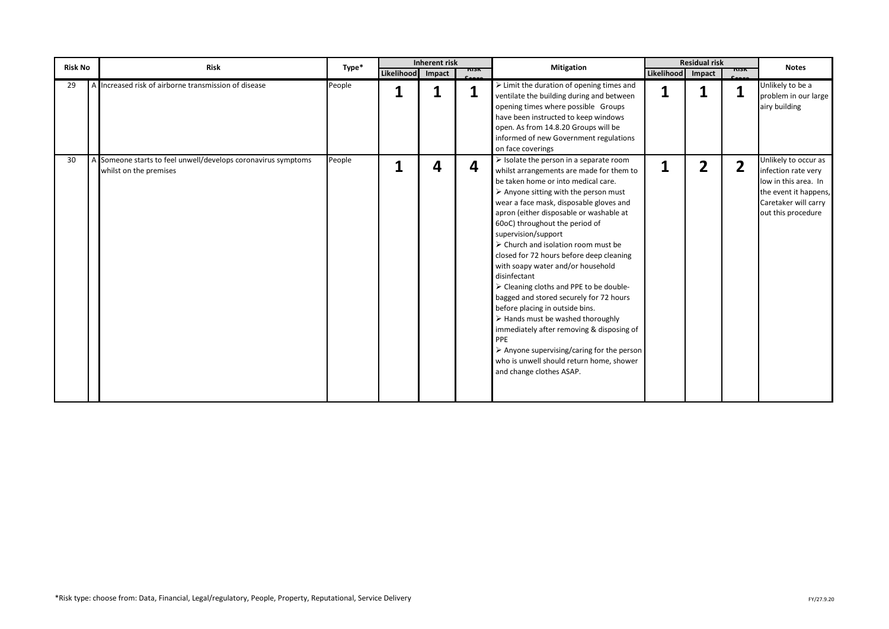| Risk No | | Risk | Type* | Inherent risk | | | Mitigation | Residual risk | | | Notes |
|---|---|---|---|---|---|---|---|---|---|---|---|
| | | | | Likelihood | Impact | Risk Score | | Likelihood | Impact | Risk Score | |
| 29 | A | Increased risk of airborne transmission of disease | People | 1 | 1 | 1 | ➢ Limit the duration of opening times and ventilate the building during and between opening times where possible Groups have been instructed to keep windows open. As from 14.8.20 Groups will be informed of new Government regulations on face coverings | 1 | 1 | 1 | Unlikely to be a problem in our large airy building |
| 30 | A | Someone starts to feel unwell/develops coronavirus symptoms whilst on the premises | People | 1 | 4 | 4 | ➢ Isolate the person in a separate room whilst arrangements are made for them to be taken home or into medical care.<br>➢ Anyone sitting with the person must wear a face mask, disposable gloves and apron (either disposable or washable at 60oC) throughout the period of supervision/support<br>➢ Church and isolation room must be closed for 72 hours before deep cleaning with soapy water and/or household disinfectant<br>➢ Cleaning cloths and PPE to be double-bagged and stored securely for 72 hours before placing in outside bins.<br>➢ Hands must be washed thoroughly immediately after removing & disposing of PPE<br>➢ Anyone supervising/caring for the person who is unwell should return home, shower and change clothes ASAP. | 1 | 2 | 2 | Unlikely to occur as infection rate very low in this area. In the event it happens, Caretaker will carry out this procedure |

*Risk type: choose from: Data, Financial, Legal/regulatory, People, Property, Reputational, Service Delivery

FY/27.9.20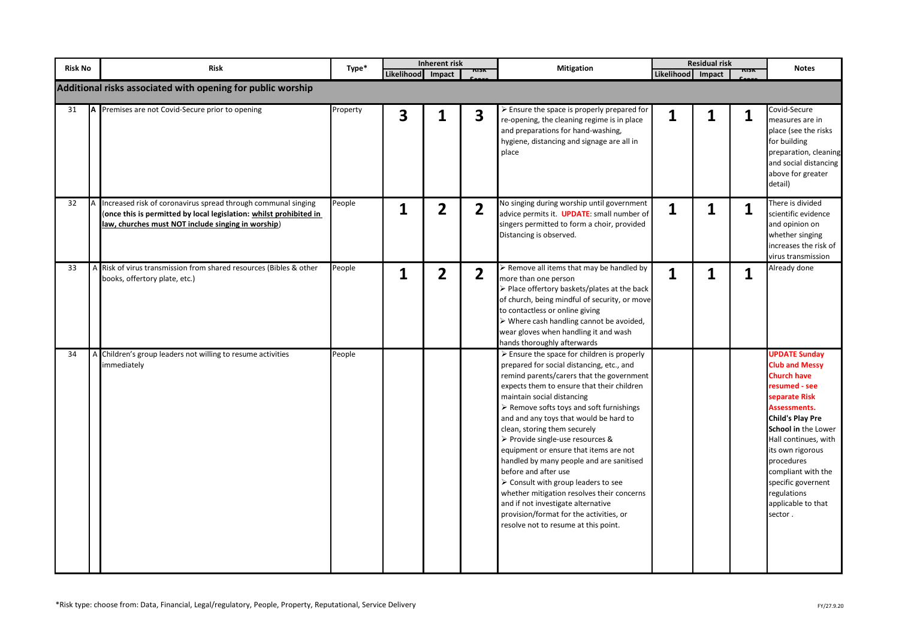| Risk No | | Risk | Type* | Inherent risk | | | Mitigation | Residual risk | | | Notes |
|---|---|---|---|---|---|---|---|---|---|---|---|
| | | | | Likelihood | Impact | Risk Score | | Likelihood | Impact | Risk Score | |
| **Additional risks associated with opening for public worship** | | | | | | | | | | | |
| 31 | **A** | Premises are not Covid-Secure prior to opening | Property | **3** | **1** | **3** | ➢ Ensure the space is properly prepared for re-opening, the cleaning regime is in place and preparations for hand-washing, hygiene, distancing and signage are all in place | **1** | **1** | **1** | Covid-Secure measures are in place (see the risks for building preparation, cleaning and social distancing above for greater detail) |
| 32 | A | Increased risk of coronavirus spread through communal singing (**once this is permitted by local legislation: <u>whilst prohibited in law, churches must NOT include singing in worship</u>**) | People | **1** | **2** | **2** | No singing during worship until government advice permits it. **UPDATE**: small number of singers permitted to form a choir, provided Distancing is observed. | **1** | **1** | **1** | There is divided scientific evidence and opinion on whether singing increases the risk of virus transmission |
| 33 | A | Risk of virus transmission from shared resources (Bibles & other books, offertory plate, etc.) | People | **1** | **2** | **2** | ➢ Remove all items that may be handled by more than one person<br>➢ Place offertory baskets/plates at the back of church, being mindful of security, or move to contactless or online giving<br>➢ Where cash handling cannot be avoided, wear gloves when handling it and wash hands thoroughly afterwards | **1** | **1** | **1** | Already done |
| 34 | A | Children's group leaders not willing to resume activities immediately | People | | | | ➢ Ensure the space for children is properly prepared for social distancing, etc., and remind parents/carers that the government expects them to ensure that their children maintain social distancing<br>➢ Remove softs toys and soft furnishings and and any toys that would be hard to clean, storing them securely<br>➢ Provide single-use resources & equipment or ensure that items are not handled by many people and are sanitised before and after use<br>➢ Consult with group leaders to see whether mitigation resolves their concerns and if not investigate alternative provision/format for the activities, or resolve not to resume at this point. | | | | **UPDATE Sunday Club and Messy Church have resumed - see separate Risk Assessments. Child's Play Pre School in** the Lower Hall continues, with its own rigorous procedures compliant with the specific governent regulations applicable to that sector . |

*Risk type: choose from: Data, Financial, Legal/regulatory, People, Property, Reputational, Service Delivery

FY/27.9.20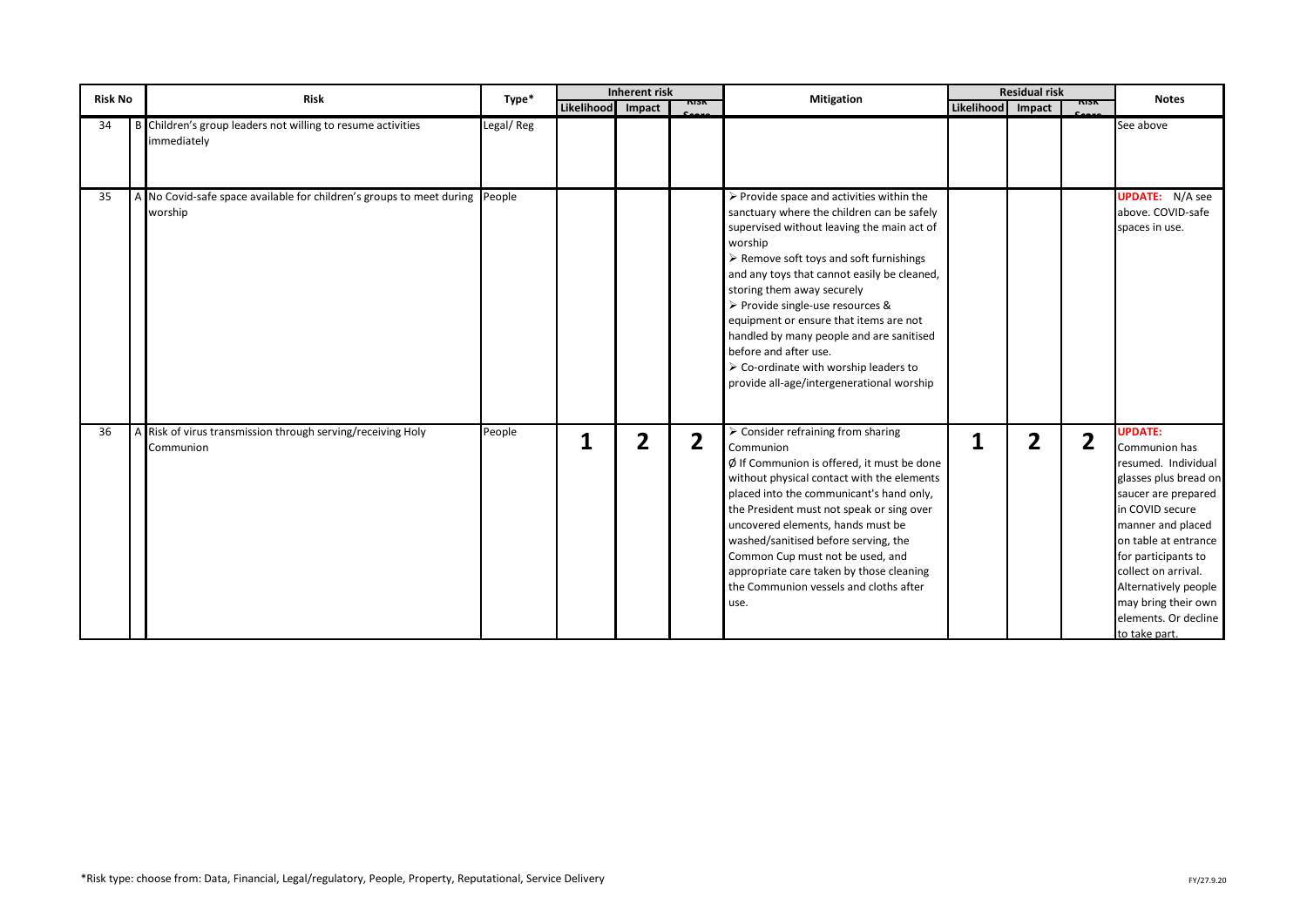| Risk No | | Risk | Type* | Inherent risk | | | Mitigation | Residual risk | | | Notes |
|---|---|---|---|---|---|---|---|---|---|---|---|
| | | | | Likelihood | Impact | Risk Score | | Likelihood | Impact | Risk Score | |
| 34 | B | Children's group leaders not willing to resume activities immediately | Legal/ Reg | | | | | | | | See above |
| 35 | A | No Covid-safe space available for children's groups to meet during worship | People | | | | ➢ Provide space and activities within the sanctuary where the children can be safely supervised without leaving the main act of worship<br>➢ Remove soft toys and soft furnishings and any toys that cannot easily be cleaned, storing them away securely<br>➢ Provide single-use resources & equipment or ensure that items are not handled by many people and are sanitised before and after use.<br>➢ Co-ordinate with worship leaders to provide all-age/intergenerational worship | | | | **UPDATE:** N/A see above. COVID-safe spaces in use. |
| 36 | A | Risk of virus transmission through serving/receiving Holy Communion | People | **1** | **2** | **2** | ➢ Consider refraining from sharing Communion<br>Ø If Communion is offered, it must be done without physical contact with the elements placed into the communicant's hand only, the President must not speak or sing over uncovered elements, hands must be washed/sanitised before serving, the Common Cup must not be used, and appropriate care taken by those cleaning the Communion vessels and cloths after use. | **1** | **2** | **2** | **UPDATE:** Communion has resumed. Individual glasses plus bread on saucer are prepared in COVID secure manner and placed on table at entrance for participants to collect on arrival. Alternatively people may bring their own elements. Or decline to take part. |

*Risk type: choose from: Data, Financial, Legal/regulatory, People, Property, Reputational, Service Delivery

FY/27.9.20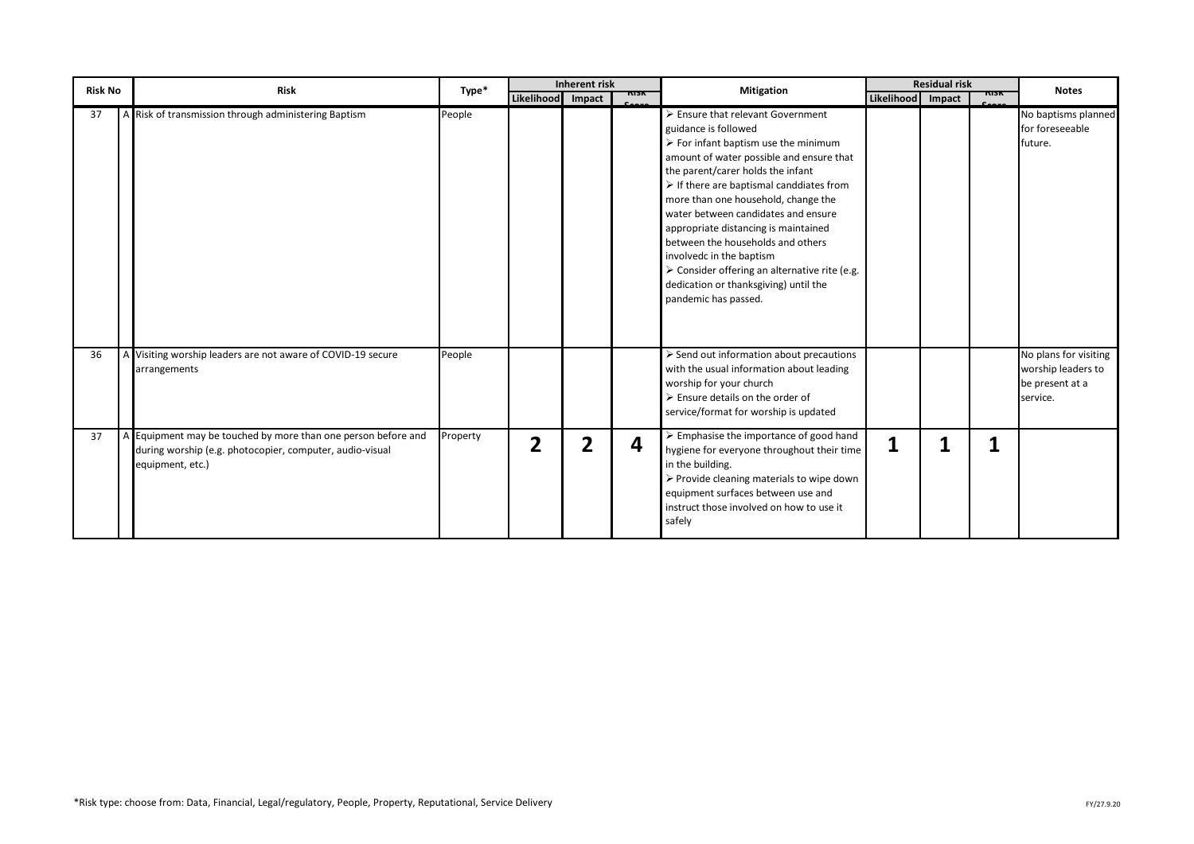| Risk No | | Risk | Type* | Inherent risk | | | Mitigation | Residual risk | | | Notes |
|---|---|---|---|---|---|---|---|---|---|---|---|
| | | | | Likelihood | Impact | Risk Score | | Likelihood | Impact | Risk Score | |
| 37 | A | Risk of transmission through administering Baptism | People | | | | ➢ Ensure that relevant Government guidance is followed<br>➢ For infant baptism use the minimum amount of water possible and ensure that the parent/carer holds the infant<br>➢ If there are baptismal canddiates from more than one household, change the water between candidates and ensure appropriate distancing is maintained between the households and others involvedc in the baptism<br>➢ Consider offering an alternative rite (e.g. dedication or thanksgiving) until the pandemic has passed. | | | | No baptisms planned for foreseeable future. |
| 36 | A | Visiting worship leaders are not aware of COVID-19 secure arrangements | People | | | | ➢ Send out information about precautions with the usual information about leading worship for your church<br>➢ Ensure details on the order of service/format for worship is updated | | | | No plans for visiting worship leaders to be present at a service. |
| 37 | A | Equipment may be touched by more than one person before and during worship (e.g. photocopier, computer, audio-visual equipment, etc.) | Property | **2** | **2** | **4** | ➢ Emphasise the importance of good hand hygiene for everyone throughout their time in the building.<br>➢ Provide cleaning materials to wipe down equipment surfaces between use and instruct those involved on how to use it safely | **1** | **1** | **1** | |

*Risk type: choose from: Data, Financial, Legal/regulatory, People, Property, Reputational, Service Delivery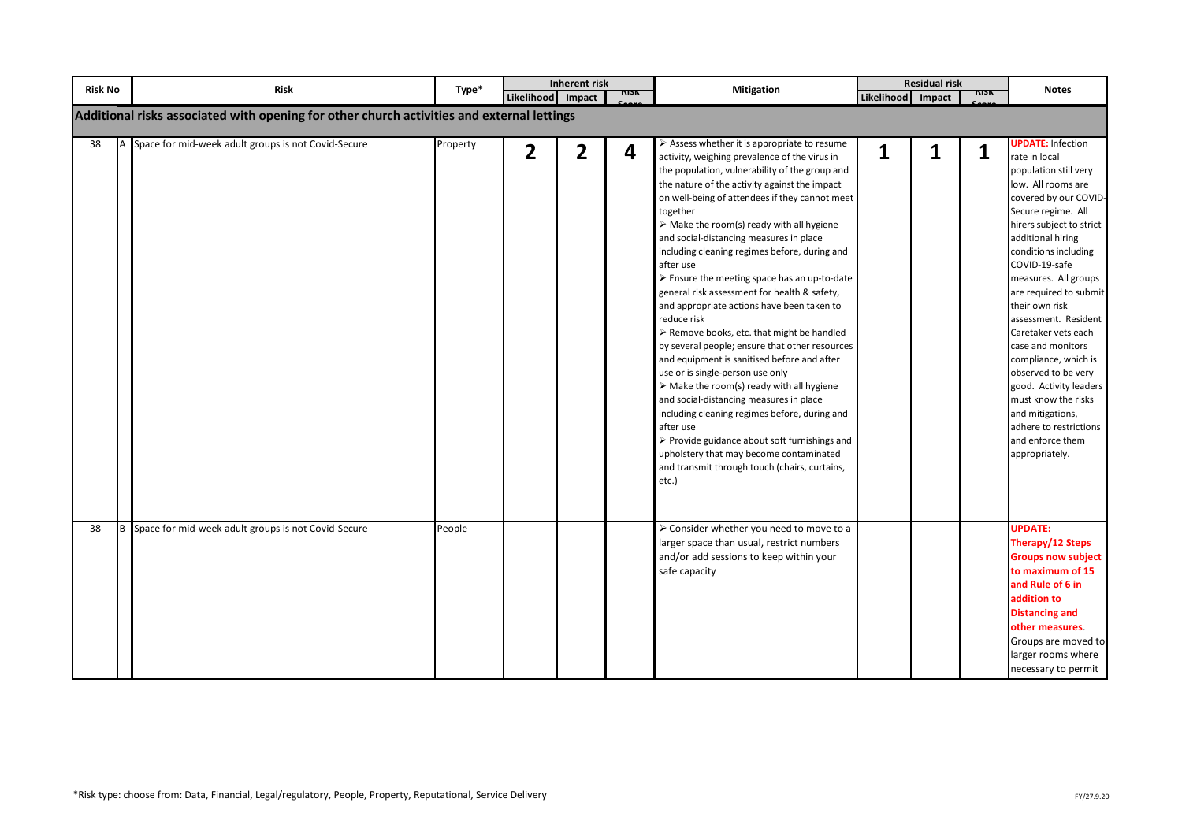| Risk No | | Risk | Type* | Inherent risk | | | Mitigation | Residual risk | | | Notes |
|---|---|---|---|---|---|---|---|---|---|---|---|
| | | | | Likelihood | Impact | Risk Score | | Likelihood | Impact | Risk Score | |
| **Additional risks associated with opening for other church activities and external lettings** | | | | | | | | | | | |
| 38 | A | Space for mid-week adult groups is not Covid-Secure | Property | **2** | **2** | **4** | ➢ Assess whether it is appropriate to resume activity, weighing prevalence of the virus in the population, vulnerability of the group and the nature of the activity against the impact on well-being of attendees if they cannot meet together<br>➢ Make the room(s) ready with all hygiene and social-distancing measures in place including cleaning regimes before, during and after use<br>➢ Ensure the meeting space has an up-to-date general risk assessment for health & safety, and appropriate actions have been taken to reduce risk<br>➢ Remove books, etc. that might be handled by several people; ensure that other resources and equipment is sanitised before and after use or is single-person use only<br>➢ Make the room(s) ready with all hygiene and social-distancing measures in place including cleaning regimes before, during and after use<br>➢ Provide guidance about soft furnishings and upholstery that may become contaminated and transmit through touch (chairs, curtains, etc.) | **1** | **1** | **1** | **UPDATE:** Infection rate in local population still very low. All rooms are covered by our COVID-Secure regime. All hirers subject to strict additional hiring conditions including COVID-19-safe measures. All groups are required to submit their own risk assessment. Resident Caretaker vets each case and monitors compliance, which is observed to be very good. Activity leaders must know the risks and mitigations, adhere to restrictions and enforce them appropriately. |
| 38 | B | Space for mid-week adult groups is not Covid-Secure | People | | | | ➢ Consider whether you need to move to a larger space than usual, restrict numbers and/or add sessions to keep within your safe capacity | | | | **UPDATE: Therapy/12 Steps Groups now subject to maximum of 15 and Rule of 6 in addition to Distancing and other measures**. Groups are moved to larger rooms where necessary to permit |

*Risk type: choose from: Data, Financial, Legal/regulatory, People, Property, Reputational, Service Delivery

FY/27.9.20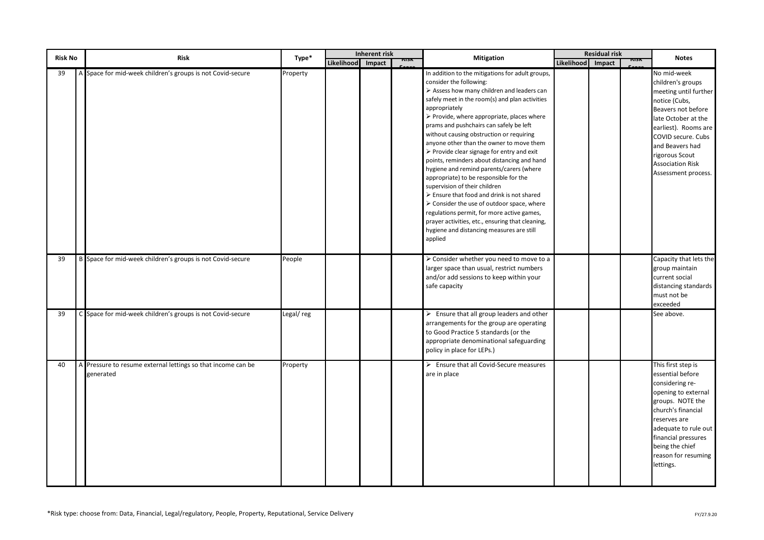| Risk No | | Risk | Type* | Inherent risk | | | Mitigation | Residual risk | | | Notes |
|---|---|---|---|---|---|---|---|---|---|---|---|
| | | | | Likelihood | Impact | Risk Score | | Likelihood | Impact | Risk Score | |
| 39 | A | Space for mid-week children's groups is not Covid-secure | Property | | | | In addition to the mitigations for adult groups, consider the following:<br>➢ Assess how many children and leaders can safely meet in the room(s) and plan activities appropriately<br>➢ Provide, where appropriate, places where prams and pushchairs can safely be left without causing obstruction or requiring anyone other than the owner to move them<br>➢ Provide clear signage for entry and exit points, reminders about distancing and hand hygiene and remind parents/carers (where appropriate) to be responsible for the supervision of their children<br>➢ Ensure that food and drink is not shared<br>➢ Consider the use of outdoor space, where regulations permit, for more active games, prayer activities, etc., ensuring that cleaning, hygiene and distancing measures are still applied | | | | No mid-week children's groups meeting until further notice (Cubs, Beavers not before late October at the earliest). Rooms are COVID secure. Cubs and Beavers had rigorous Scout Association Risk Assessment process. |
| 39 | B | Space for mid-week children's groups is not Covid-secure | People | | | | ➢ Consider whether you need to move to a larger space than usual, restrict numbers and/or add sessions to keep within your safe capacity | | | | Capacity that lets the group maintain current social distancing standards must not be exceeded |
| 39 | C | Space for mid-week children's groups is not Covid-secure | Legal/ reg | | | | ➢ Ensure that all group leaders and other arrangements for the group are operating to Good Practice 5 standards (or the appropriate denominational safeguarding policy in place for LEPs.) | | | | See above. |
| 40 | A | Pressure to resume external lettings so that income can be generated | Property | | | | ➢ Ensure that all Covid-Secure measures are in place | | | | This first step is essential before considering re-opening to external groups. NOTE the church's financial reserves are adequate to rule out financial pressures being the chief reason for resuming lettings. |

*Risk type: choose from: Data, Financial, Legal/regulatory, People, Property, Reputational, Service Delivery

FY/27.9.20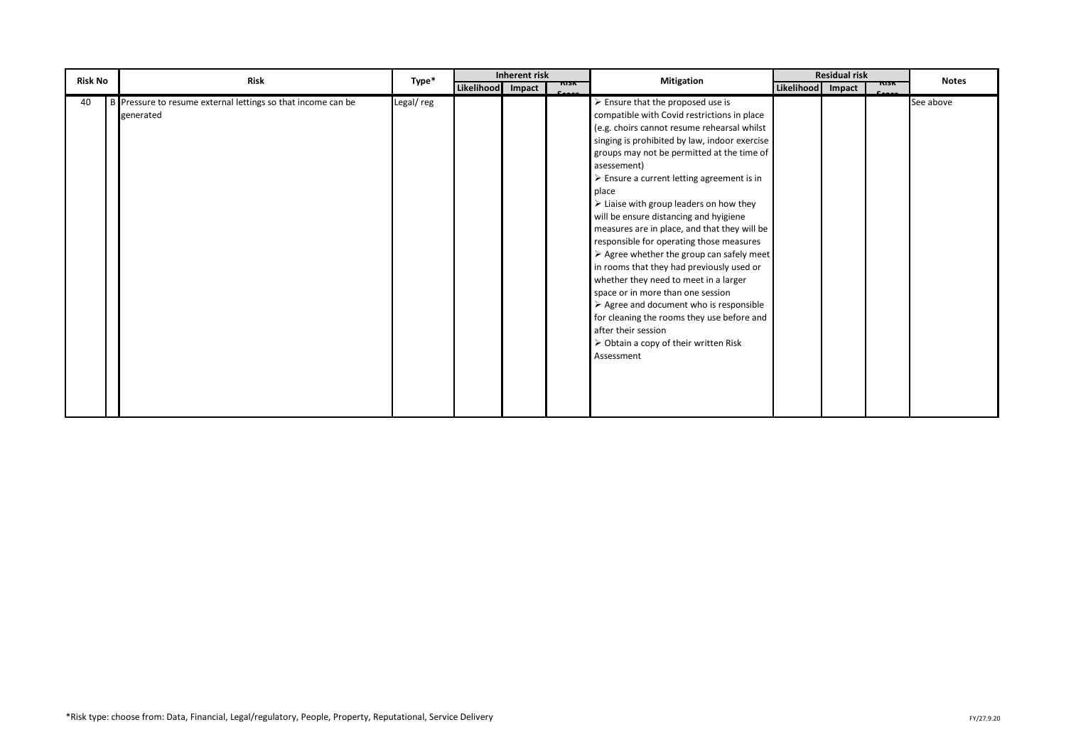| Risk No | | Risk | Type* | Inherent risk | | | Mitigation | Residual risk | | | Notes |
|---|---|---|---|---|---|---|---|---|---|---|---|
| | | | | Likelihood | Impact | Risk Score | | Likelihood | Impact | Risk Score | |
| 40 | B | Pressure to resume external lettings so that income can be generated | Legal/ reg | | | | ➢ Ensure that the proposed use is compatible with Covid restrictions in place (e.g. choirs cannot resume rehearsal whilst singing is prohibited by law, indoor exercise groups may not be permitted at the time of asesement)<br>➢ Ensure a current letting agreement is in place<br>➢ Liaise with group leaders on how they will be ensure distancing and hyigiene measures are in place, and that they will be responsible for operating those measures<br>➢ Agree whether the group can safely meet in rooms that they had previously used or whether they need to meet in a larger space or in more than one session<br>➢ Agree and document who is responsible for cleaning the rooms they use before and after their session<br>➢ Obtain a copy of their written Risk Assessment | | | | See above |

*Risk type: choose from: Data, Financial, Legal/regulatory, People, Property, Reputational, Service Delivery

FY/27.9.20